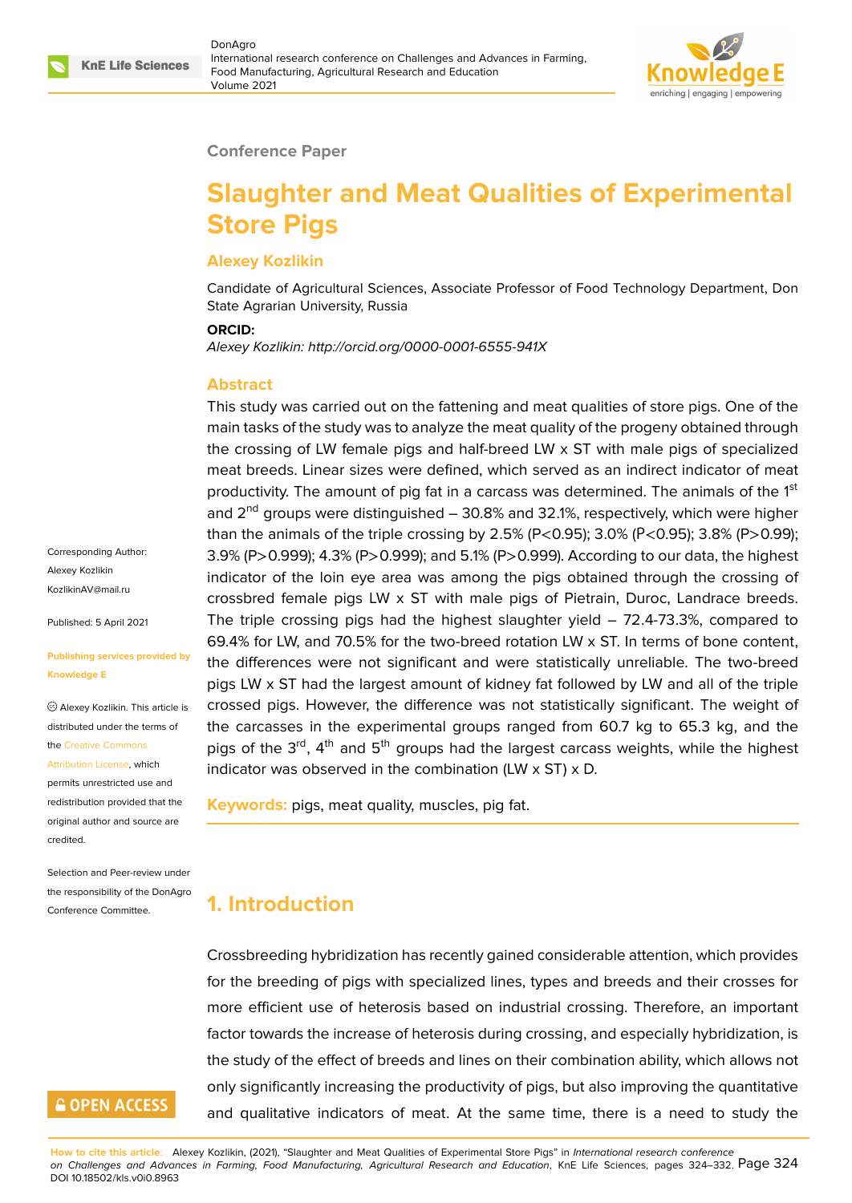Conference Paper

# Slaughter and Meat Qualities of Experimental Store Pigs

**Alexey Kozlikin**

Candidate of Agricultural Sciences, Associate Professor of Food Technology Department, Don State Agrarian University, Russia

**ORCID:**

*Alexey Kozlikin: http://orcid.org/0000-0001-6555-941X*

Corresponding Author: Alexey Kozlikin KozlikinAV@mail.ru

Published: 5 April 2021

Publishing services provided by Knowledge E

© Alexey Kozlikin. This article is distributed under the terms of the Creative Commons Attribution License, which permits unrestricted use and redistribution provided that the original author and source are credited.

Selection and Peer-review under the responsibility of the DonAgro Conference Committee.

## Abstract

This study was carried out on the fattening and meat qualities of store pigs. One of the main tasks of the study was to analyze the meat quality of the progeny obtained through the crossing of LW female pigs and half-breed LW x ST with male pigs of specialized meat breeds. Linear sizes were defined, which served as an indirect indicator of meat productivity. The amount of pig fat in a carcass was determined. The animals of the 1st and 2nd groups were distinguished – 30.8% and 32.1%, respectively, which were higher than the animals of the triple crossing by 2.5% (P<0.95); 3.0% (P<0.95); 3.8% (P>0.99); 3.9% (P>0.999); 4.3% (P>0.999); and 5.1% (P>0.999). According to our data, the highest indicator of the loin eye area was among the pigs obtained through the crossing of crossbred female pigs LW x ST with male pigs of Pietrain, Duroc, Landrace breeds. The triple crossing pigs had the highest slaughter yield – 72.4-73.3%, compared to 69.4% for LW, and 70.5% for the two-breed rotation LW x ST. In terms of bone content, the differences were not significant and were statistically unreliable. The two-breed pigs LW x ST had the largest amount of kidney fat followed by LW and all of the triple crossed pigs. However, the difference was not statistically significant. The weight of the carcasses in the experimental groups ranged from 60.7 kg to 65.3 kg, and the pigs of the 3rd, 4th and 5th groups had the largest carcass weights, while the highest indicator was observed in the combination (LW x ST) x D.

**Keywords:** pigs, meat quality, muscles, pig fat.

## 1. Introduction

Crossbreeding hybridization has recently gained considerable attention, which provides for the breeding of pigs with specialized lines, types and breeds and their crosses for more efficient use of heterosis based on industrial crossing. Therefore, an important factor towards the increase of heterosis during crossing, and especially hybridization, is the study of the effect of breeds and lines on their combination ability, which allows not only significantly increasing the productivity of pigs, but also improving the quantitative and qualitative indicators of meat. At the same time, there is a need to study the

How to cite this article: Alexey Kozlikin, (2021), "Slaughter and Meat Qualities of Experimental Store Pigs" in *International research conference on Challenges and Advances in Farming, Food Manufacturing, Agricultural Research and Education*, KnE Life Sciences, pages 324–332. DOI 10.18502/kls.v0i0.8963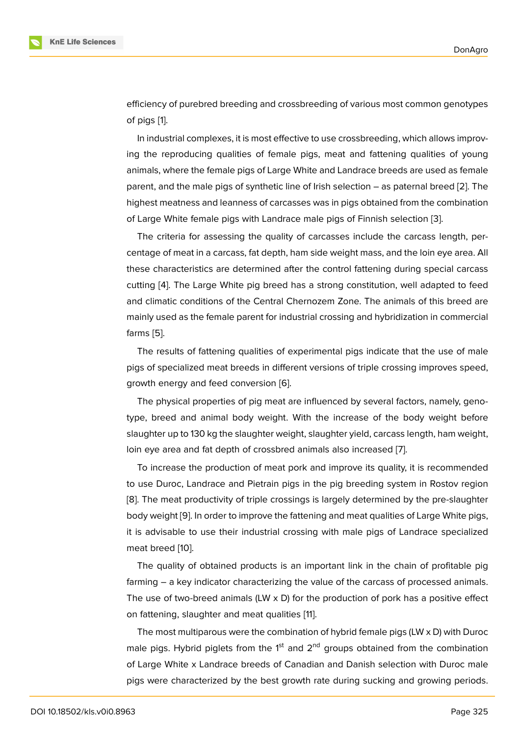efficiency of purebred breeding and crossbreeding of various most common genotypes of pigs [1].

In industrial complexes, it is most effective to use crossbreeding, which allows improving the reproducing qualities of female pigs, meat and fattening qualities of young animals, where the female pigs of Large White and Landrace breeds are used as female parent, and the male pigs of synthetic line of Irish selection – as paternal breed [2]. The highest meatness and leanness of carcasses was in pigs obtained from the combination of Large White female pigs with Landrace male pigs of Finnish selection [3].

The criteria for assessing the quality of carcasses include the carcass length, percentage of meat in a carcass, fat depth, ham side weight mass, and the loin eye area. All these characteristics are determined after the control fattening during special carcass cutting [4]. The Large White pig breed has a strong constitution, well adapted to feed and climatic conditions of the Central Chernozem Zone. The animals of this breed are mainly used as the female parent for industrial crossing and hybridization in commercial farms [5].

The results of fattening qualities of experimental pigs indicate that the use of male pigs of specialized meat breeds in different versions of triple crossing improves speed, growth energy and feed conversion [6].

The physical properties of pig meat are influenced by several factors, namely, genotype, breed and animal body weight. With the increase of the body weight before slaughter up to 130 kg the slaughter weight, slaughter yield, carcass length, ham weight, loin eye area and fat depth of crossbred animals also increased [7].

To increase the production of meat pork and improve its quality, it is recommended to use Duroc, Landrace and Pietrain pigs in the pig breeding system in Rostov region [8]. The meat productivity of triple crossings is largely determined by the pre-slaughter body weight [9]. In order to improve the fattening and meat qualities of Large White pigs, it is advisable to use their industrial crossing with male pigs of Landrace specialized meat breed [10].

The quality of obtained products is an important link in the chain of profitable pig farming – a key indicator characterizing the value of the carcass of processed animals. The use of two-breed animals (LW x D) for the production of pork has a positive effect on fattening, slaughter and meat qualities [11].

The most multiparous were the combination of hybrid female pigs (LW x D) with Duroc male pigs. Hybrid piglets from the 1$^{st}$ and 2$^{nd}$ groups obtained from the combination of Large White x Landrace breeds of Canadian and Danish selection with Duroc male pigs were characterized by the best growth rate during sucking and growing periods.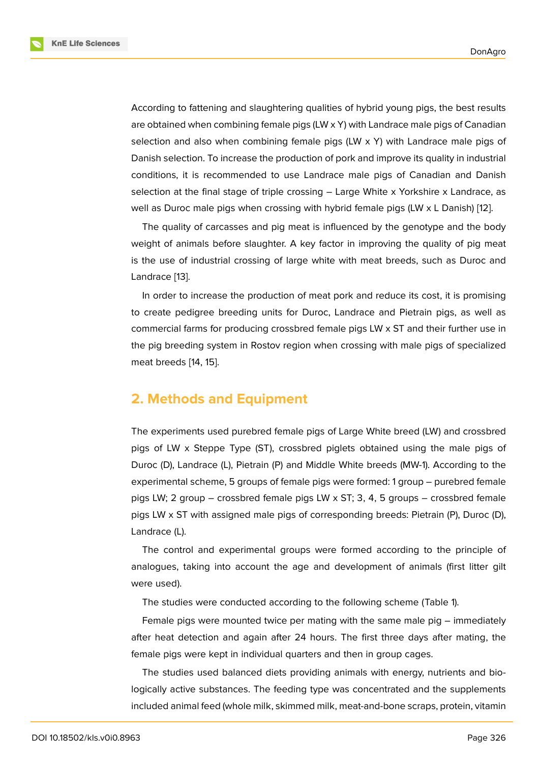According to fattening and slaughtering qualities of hybrid young pigs, the best results are obtained when combining female pigs (LW x Y) with Landrace male pigs of Canadian selection and also when combining female pigs (LW x Y) with Landrace male pigs of Danish selection. To increase the production of pork and improve its quality in industrial conditions, it is recommended to use Landrace male pigs of Canadian and Danish selection at the final stage of triple crossing – Large White x Yorkshire x Landrace, as well as Duroc male pigs when crossing with hybrid female pigs (LW x L Danish) [12].

The quality of carcasses and pig meat is influenced by the genotype and the body weight of animals before slaughter. A key factor in improving the quality of pig meat is the use of industrial crossing of large white with meat breeds, such as Duroc and Landrace [13].

In order to increase the production of meat pork and reduce its cost, it is promising to create pedigree breeding units for Duroc, Landrace and Pietrain pigs, as well as commercial farms for producing crossbred female pigs LW x ST and their further use in the pig breeding system in Rostov region when crossing with male pigs of specialized meat breeds [14, 15].

## 2. Methods and Equipment

The experiments used purebred female pigs of Large White breed (LW) and crossbred pigs of LW x Steppe Type (ST), crossbred piglets obtained using the male pigs of Duroc (D), Landrace (L), Pietrain (P) and Middle White breeds (MW-1). According to the experimental scheme, 5 groups of female pigs were formed: 1 group – purebred female pigs LW; 2 group – crossbred female pigs LW x ST; 3, 4, 5 groups – crossbred female pigs LW x ST with assigned male pigs of corresponding breeds: Pietrain (P), Duroc (D), Landrace (L).

The control and experimental groups were formed according to the principle of analogues, taking into account the age and development of animals (first litter gilt were used).

The studies were conducted according to the following scheme (Table 1).

Female pigs were mounted twice per mating with the same male pig – immediately after heat detection and again after 24 hours. The first three days after mating, the female pigs were kept in individual quarters and then in group cages.

The studies used balanced diets providing animals with energy, nutrients and biologically active substances. The feeding type was concentrated and the supplements included animal feed (whole milk, skimmed milk, meat-and-bone scraps, protein, vitamin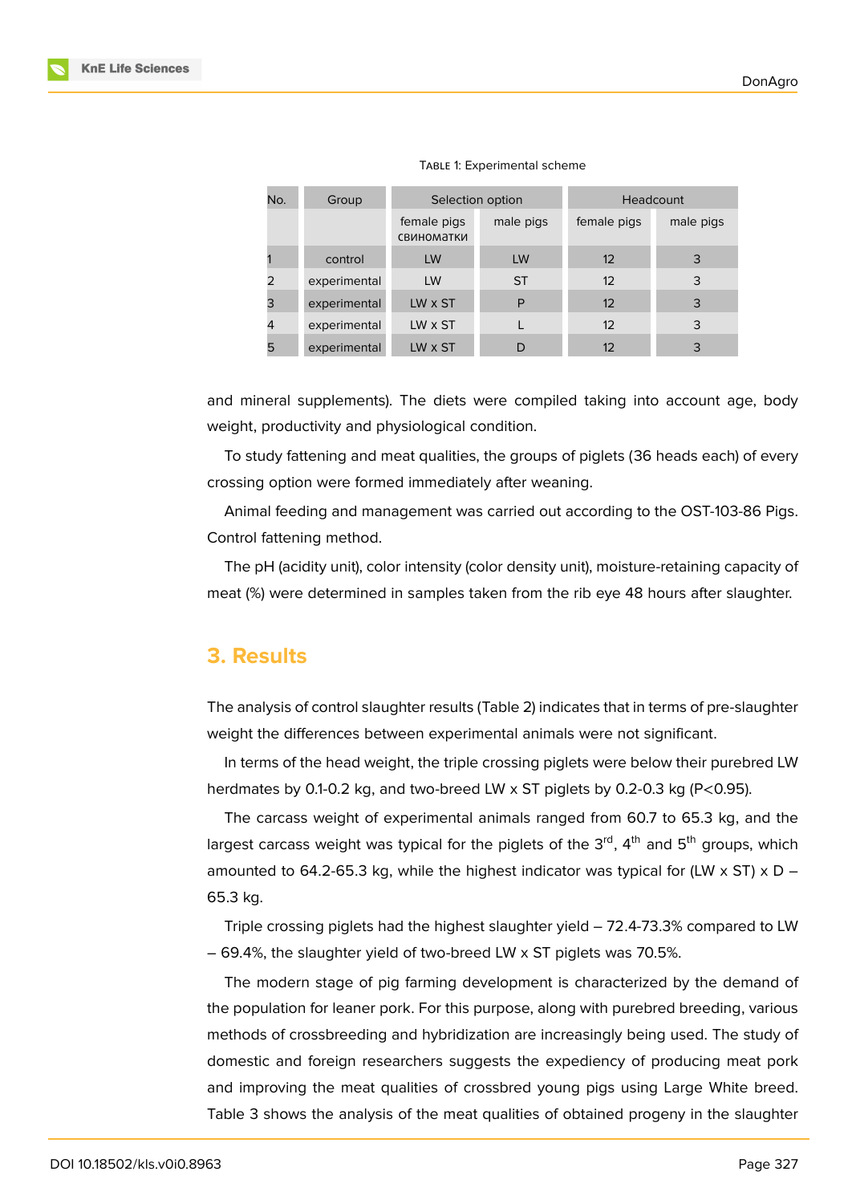Table 1: Experimental scheme

| No. | Group | Selection option | | Headcount | |
|---|---|---|---|---|---|
| | | female pigs свиноматки | male pigs | female pigs | male pigs |
| 1 | control | LW | LW | 12 | 3 |
| 2 | experimental | LW | ST | 12 | 3 |
| 3 | experimental | LW x ST | P | 12 | 3 |
| 4 | experimental | LW x ST | L | 12 | 3 |
| 5 | experimental | LW x ST | D | 12 | 3 |

and mineral supplements). The diets were compiled taking into account age, body weight, productivity and physiological condition.

To study fattening and meat qualities, the groups of piglets (36 heads each) of every crossing option were formed immediately after weaning.

Animal feeding and management was carried out according to the OST-103-86 Pigs. Control fattening method.

The pH (acidity unit), color intensity (color density unit), moisture-retaining capacity of meat (%) were determined in samples taken from the rib eye 48 hours after slaughter.

## 3. Results

The analysis of control slaughter results (Table 2) indicates that in terms of pre-slaughter weight the differences between experimental animals were not significant.

In terms of the head weight, the triple crossing piglets were below their purebred LW herdmates by 0.1-0.2 kg, and two-breed LW x ST piglets by 0.2-0.3 kg ($P<0.95$).

The carcass weight of experimental animals ranged from 60.7 to 65.3 kg, and the largest carcass weight was typical for the piglets of the 3rd, 4th and 5th groups, which amounted to 64.2-65.3 kg, while the highest indicator was typical for (LW x ST) x D – 65.3 kg.

Triple crossing piglets had the highest slaughter yield – 72.4-73.3% compared to LW – 69.4%, the slaughter yield of two-breed LW x ST piglets was 70.5%.

The modern stage of pig farming development is characterized by the demand of the population for leaner pork. For this purpose, along with purebred breeding, various methods of crossbreeding and hybridization are increasingly being used. The study of domestic and foreign researchers suggests the expediency of producing meat pork and improving the meat qualities of crossbred young pigs using Large White breed. Table 3 shows the analysis of the meat qualities of obtained progeny in the slaughter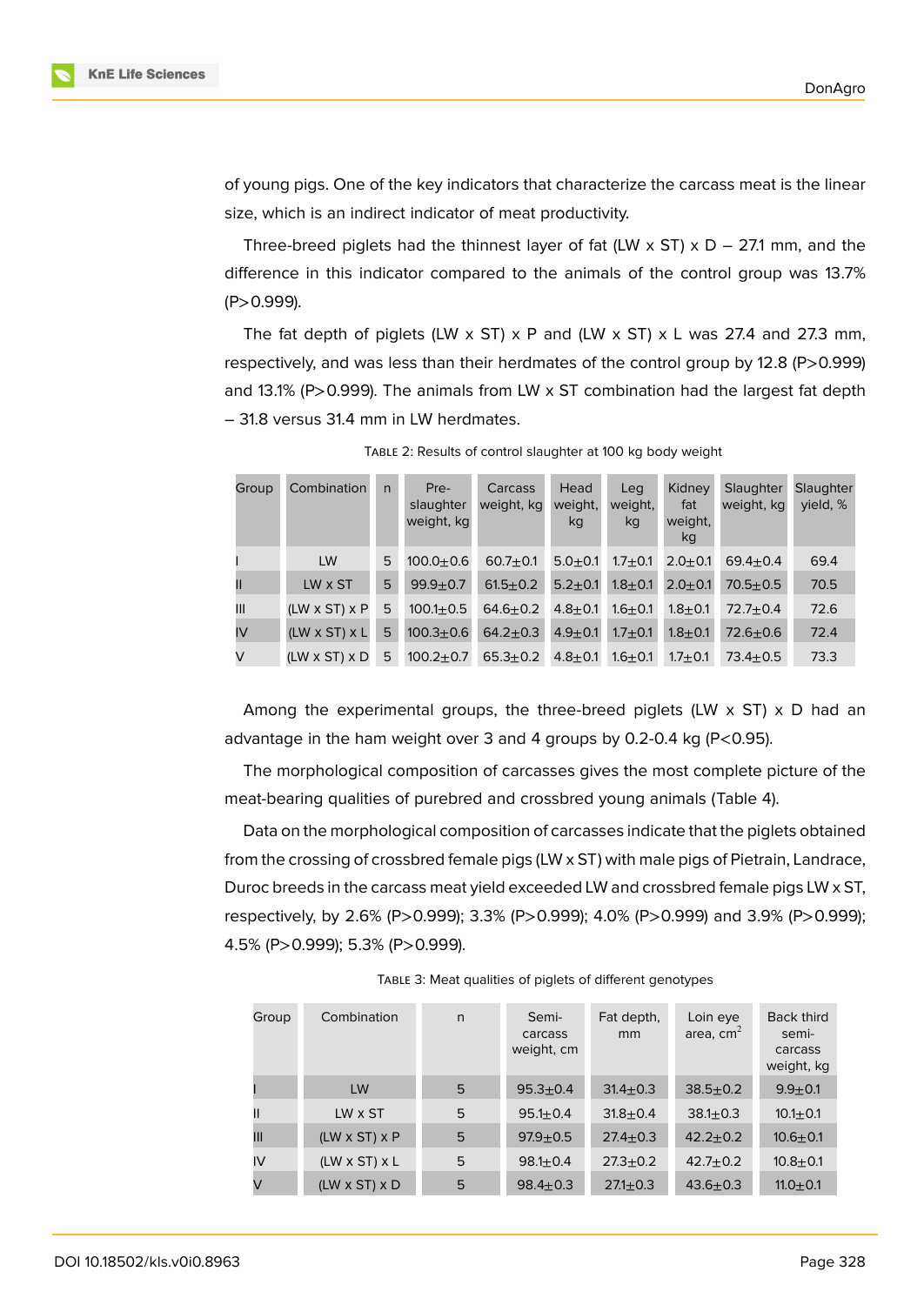of young pigs. One of the key indicators that characterize the carcass meat is the linear size, which is an indirect indicator of meat productivity.

Three-breed piglets had the thinnest layer of fat (LW x ST) x D – 27.1 mm, and the difference in this indicator compared to the animals of the control group was 13.7% (P>0.999).

The fat depth of piglets (LW x ST) x P and (LW x ST) x L was 27.4 and 27.3 mm, respectively, and was less than their herdmates of the control group by 12.8 (P>0.999) and 13.1% (P>0.999). The animals from LW x ST combination had the largest fat depth – 31.8 versus 31.4 mm in LW herdmates.

Table 2: Results of control slaughter at 100 kg body weight

| Group | Combination | n | Pre-slaughter weight, kg | Carcass weight, kg | Head weight, kg | Leg weight, kg | Kidney fat weight, kg | Slaughter weight, kg | Slaughter yield, % |
|---|---|---|---|---|---|---|---|---|---|
| I | LW | 5 | 100.0±0.6 | 60.7±0.1 | 5.0±0.1 | 1.7±0.1 | 2.0±0.1 | 69.4±0.4 | 69.4 |
| II | LW x ST | 5 | 99.9±0.7 | 61.5±0.2 | 5.2±0.1 | 1.8±0.1 | 2.0±0.1 | 70.5±0.5 | 70.5 |
| III | (LW x ST) x P | 5 | 100.1±0.5 | 64.6±0.2 | 4.8±0.1 | 1.6±0.1 | 1.8±0.1 | 72.7±0.4 | 72.6 |
| IV | (LW x ST) x L | 5 | 100.3±0.6 | 64.2±0.3 | 4.9±0.1 | 1.7±0.1 | 1.8±0.1 | 72.6±0.6 | 72.4 |
| V | (LW x ST) x D | 5 | 100.2±0.7 | 65.3±0.2 | 4.8±0.1 | 1.6±0.1 | 1.7±0.1 | 73.4±0.5 | 73.3 |

Among the experimental groups, the three-breed piglets (LW x ST) x D had an advantage in the ham weight over 3 and 4 groups by 0.2-0.4 kg (P<0.95).

The morphological composition of carcasses gives the most complete picture of the meat-bearing qualities of purebred and crossbred young animals (Table 4).

Data on the morphological composition of carcasses indicate that the piglets obtained from the crossing of crossbred female pigs (LW x ST) with male pigs of Pietrain, Landrace, Duroc breeds in the carcass meat yield exceeded LW and crossbred female pigs LW x ST, respectively, by 2.6% (P>0.999); 3.3% (P>0.999); 4.0% (P>0.999) and 3.9% (P>0.999); 4.5% (P>0.999); 5.3% (P>0.999).

Table 3: Meat qualities of piglets of different genotypes

| Group | Combination | n | Semi-carcass weight, cm | Fat depth, mm | Loin eye area, $cm^2$ | Back third semi-carcass weight, kg |
|---|---|---|---|---|---|---|
| I | LW | 5 | 95.3±0.4 | 31.4±0.3 | 38.5±0.2 | 9.9±0.1 |
| II | LW x ST | 5 | 95.1±0.4 | 31.8±0.4 | 38.1±0.3 | 10.1±0.1 |
| III | (LW x ST) x P | 5 | 97.9±0.5 | 27.4±0.3 | 42.2±0.2 | 10.6±0.1 |
| IV | (LW x ST) x L | 5 | 98.1±0.4 | 27.3±0.2 | 42.7±0.2 | 10.8±0.1 |
| V | (LW x ST) x D | 5 | 98.4±0.3 | 27.1±0.3 | 43.6±0.3 | 11.0±0.1 |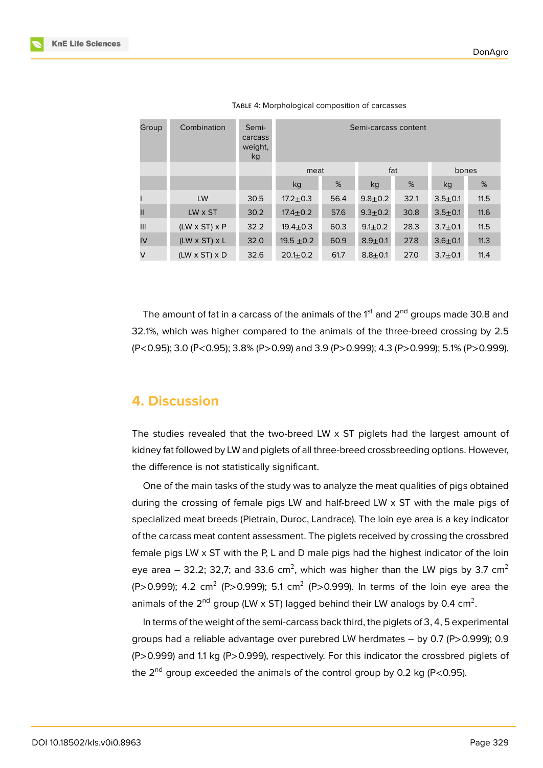TABLE 4: Morphological composition of carcasses

| Group | Combination | Semi-carcass weight, kg | Semi-carcass content | | | | | |
|---|---|---|---|---|---|---|---|---|
| | | | meat | | fat | | bones | |
| | | | kg | % | kg | % | kg | % |
| I | LW | 30.5 | 17.2±0.3 | 56.4 | 9.8±0.2 | 32.1 | 3.5±0.1 | 11.5 |
| II | LW x ST | 30.2 | 17.4±0.2 | 57.6 | 9.3±0.2 | 30.8 | 3.5±0.1 | 11.6 |
| III | (LW x ST) x P | 32.2 | 19.4±0.3 | 60.3 | 9.1±0.2 | 28.3 | 3.7±0.1 | 11.5 |
| IV | (LW x ST) x L | 32.0 | 19.5 ±0.2 | 60.9 | 8.9±0.1 | 27.8 | 3.6±0.1 | 11.3 |
| V | (LW x ST) x D | 32.6 | 20.1±0.2 | 61.7 | 8.8±0.1 | 27.0 | 3.7±0.1 | 11.4 |

The amount of fat in a carcass of the animals of the 1st and 2nd groups made 30.8 and 32.1%, which was higher compared to the animals of the three-breed crossing by 2.5 ($P<0.95$); 3.0 ($P<0.95$); 3.8% ($P>0.99$) and 3.9 ($P>0.999$); 4.3 ($P>0.999$); 5.1% ($P>0.999$).

## 4. Discussion

The studies revealed that the two-breed LW x ST piglets had the largest amount of kidney fat followed by LW and piglets of all three-breed crossbreeding options. However, the difference is not statistically significant.

One of the main tasks of the study was to analyze the meat qualities of pigs obtained during the crossing of female pigs LW and half-breed LW x ST with the male pigs of specialized meat breeds (Pietrain, Duroc, Landrace). The loin eye area is a key indicator of the carcass meat content assessment. The piglets received by crossing the crossbred female pigs LW x ST with the P, L and D male pigs had the highest indicator of the loin eye area – 32.2; 32,7; and 33.6 $cm^2$, which was higher than the LW pigs by 3.7 $cm^2$ ($P>0.999$); 4.2 $cm^2$ ($P>0.999$); 5.1 $cm^2$ ($P>0.999$). In terms of the loin eye area the animals of the 2nd group (LW x ST) lagged behind their LW analogs by 0.4 $cm^2$.

In terms of the weight of the semi-carcass back third, the piglets of 3, 4, 5 experimental groups had a reliable advantage over purebred LW herdmates – by 0.7 ($P>0.999$); 0.9 ($P>0.999$) and 1.1 kg ($P>0.999$), respectively. For this indicator the crossbred piglets of the 2nd group exceeded the animals of the control group by 0.2 kg ($P<0.95$).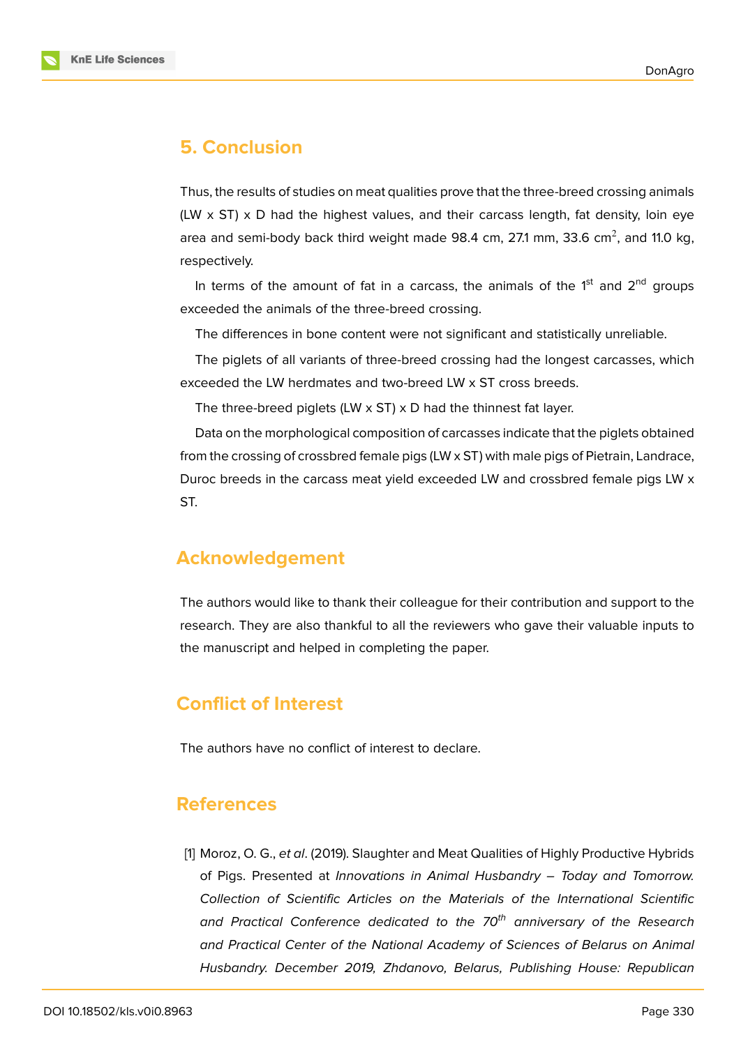## 5. Conclusion

Thus, the results of studies on meat qualities prove that the three-breed crossing animals (LW x ST) x D had the highest values, and their carcass length, fat density, loin eye area and semi-body back third weight made 98.4 cm, 27.1 mm, 33.6 $cm^2$, and 11.0 kg, respectively.

In terms of the amount of fat in a carcass, the animals of the 1st and 2nd groups exceeded the animals of the three-breed crossing.

The differences in bone content were not significant and statistically unreliable.

The piglets of all variants of three-breed crossing had the longest carcasses, which exceeded the LW herdmates and two-breed LW x ST cross breeds.

The three-breed piglets (LW x ST) x D had the thinnest fat layer.

Data on the morphological composition of carcasses indicate that the piglets obtained from the crossing of crossbred female pigs (LW x ST) with male pigs of Pietrain, Landrace, Duroc breeds in the carcass meat yield exceeded LW and crossbred female pigs LW x ST.

## Acknowledgement

The authors would like to thank their colleague for their contribution and support to the research. They are also thankful to all the reviewers who gave their valuable inputs to the manuscript and helped in completing the paper.

## Conflict of Interest

The authors have no conflict of interest to declare.

## References

[1] Moroz, O. G., *et al*. (2019). Slaughter and Meat Qualities of Highly Productive Hybrids of Pigs. Presented at *Innovations in Animal Husbandry – Today and Tomorrow. Collection of Scientific Articles on the Materials of the International Scientific and Practical Conference dedicated to the 70th anniversary of the Research and Practical Center of the National Academy of Sciences of Belarus on Animal Husbandry. December 2019, Zhdanovo, Belarus, Publishing House: Republican*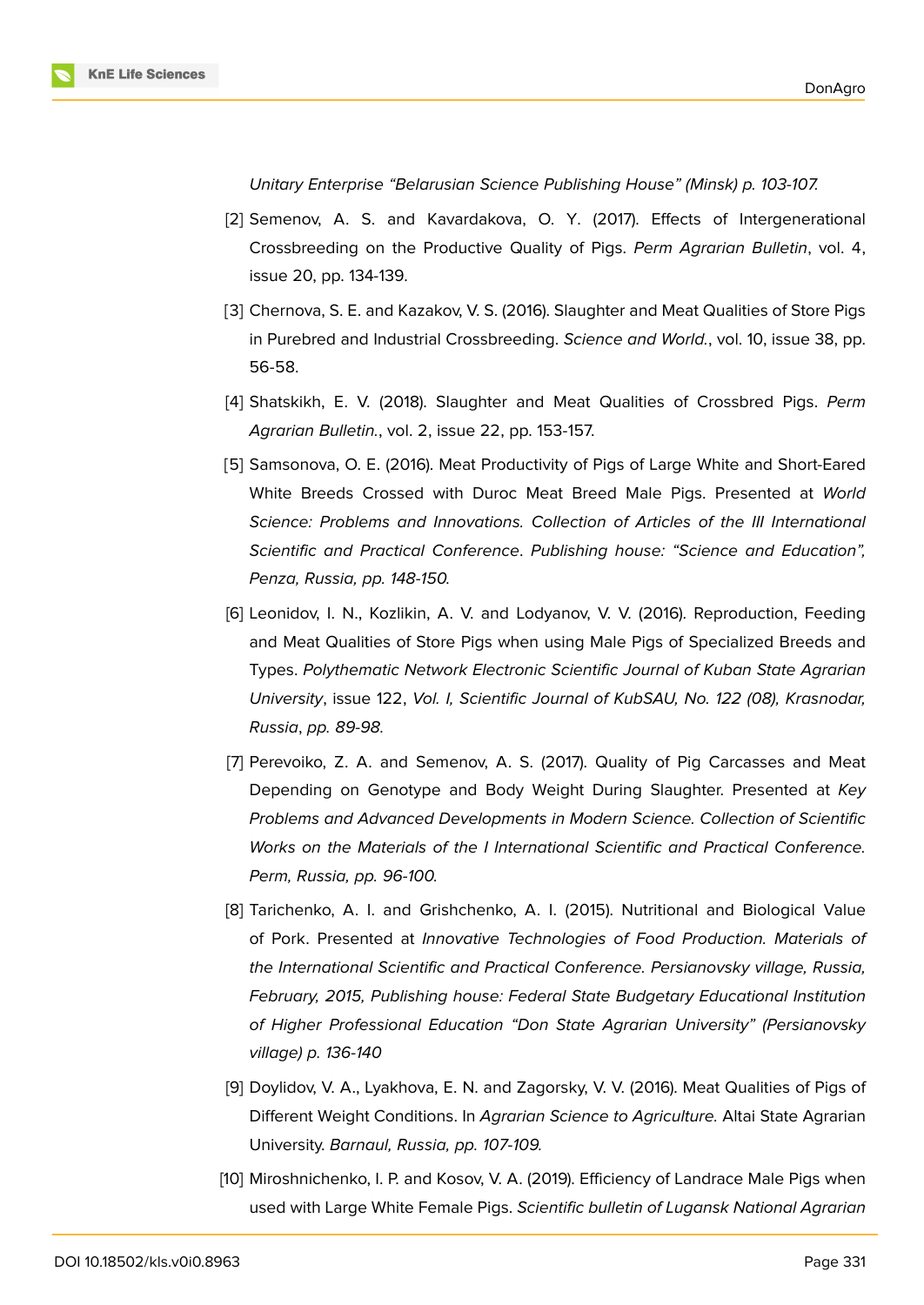*Unitary Enterprise "Belarusian Science Publishing House" (Minsk) p. 103-107.*

[2] Semenov, A. S. and Kavardakova, O. Y. (2017). Effects of Intergenerational Crossbreeding on the Productive Quality of Pigs. *Perm Agrarian Bulletin*, vol. 4, issue 20, pp. 134-139.

[3] Chernova, S. E. and Kazakov, V. S. (2016). Slaughter and Meat Qualities of Store Pigs in Purebred and Industrial Crossbreeding. *Science and World.*, vol. 10, issue 38, pp. 56-58.

[4] Shatskikh, E. V. (2018). Slaughter and Meat Qualities of Crossbred Pigs. *Perm Agrarian Bulletin.*, vol. 2, issue 22, pp. 153-157.

[5] Samsonova, O. E. (2016). Meat Productivity of Pigs of Large White and Short-Eared White Breeds Crossed with Duroc Meat Breed Male Pigs. Presented at *World Science: Problems and Innovations. Collection of Articles of the III International Scientific and Practical Conference*. *Publishing house: "Science and Education", Penza, Russia, pp. 148-150.*

[6] Leonidov, I. N., Kozlikin, A. V. and Lodyanov, V. V. (2016). Reproduction, Feeding and Meat Qualities of Store Pigs when using Male Pigs of Specialized Breeds and Types. *Polythematic Network Electronic Scientific Journal of Kuban State Agrarian University*, issue 122, *Vol. I, Scientific Journal of KubSAU, No. 122 (08), Krasnodar, Russia*, *pp. 89-98.*

[7] Perevoiko, Z. A. and Semenov, A. S. (2017). Quality of Pig Carcasses and Meat Depending on Genotype and Body Weight During Slaughter. Presented at *Key Problems and Advanced Developments in Modern Science. Collection of Scientific Works on the Materials of the I International Scientific and Practical Conference. Perm, Russia, pp. 96-100.*

[8] Tarichenko, A. I. and Grishchenko, A. I. (2015). Nutritional and Biological Value of Pork. Presented at *Innovative Technologies of Food Production. Materials of the International Scientific and Practical Conference. Persianovsky village, Russia, February, 2015, Publishing house: Federal State Budgetary Educational Institution of Higher Professional Education "Don State Agrarian University" (Persianovsky village) p. 136-140*

[9] Doylidov, V. A., Lyakhova, E. N. and Zagorsky, V. V. (2016). Meat Qualities of Pigs of Different Weight Conditions. In *Agrarian Science to Agriculture.* Altai State Agrarian University. *Barnaul, Russia, pp. 107-109.*

[10] Miroshnichenko, I. P. and Kosov, V. A. (2019). Efficiency of Landrace Male Pigs when used with Large White Female Pigs. *Scientific bulletin of Lugansk National Agrarian*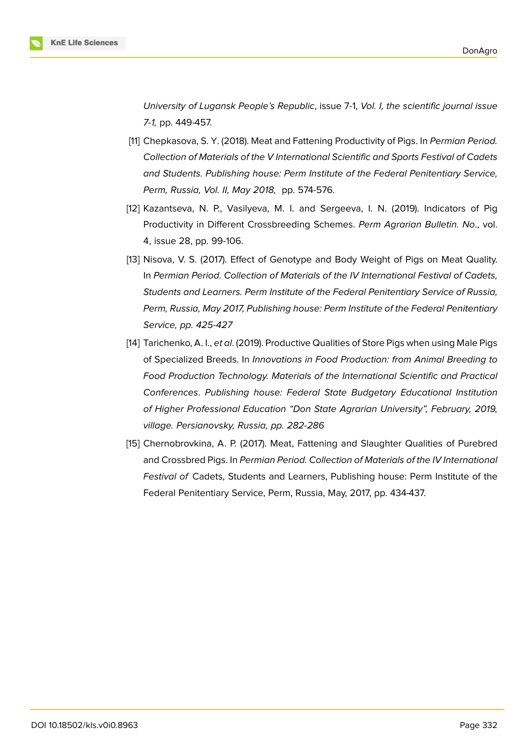*University of Lugansk People's Republic*, issue 7-1, *Vol. I, the scientific journal issue 7-1,* pp. 449-457.

[11] Chepkasova, S. Y. (2018). Meat and Fattening Productivity of Pigs. In *Permian Period. Collection of Materials of the V International Scientific and Sports Festival of Cadets and Students. Publishing house: Perm Institute of the Federal Penitentiary Service, Perm, Russia, Vol. II, May 2018,* pp. 574-576.

[12] Kazantseva, N. P., Vasilyeva, M. I. and Sergeeva, I. N. (2019). Indicators of Pig Productivity in Different Crossbreeding Schemes. *Perm Agrarian Bulletin. No*., vol. 4, issue 28, pp. 99-106.

[13] Nisova, V. S. (2017). Effect of Genotype and Body Weight of Pigs on Meat Quality. In *Permian Period. Collection of Materials of the IV International Festival of Cadets, Students and Learners. Perm Institute of the Federal Penitentiary Service of Russia, Perm, Russia, May 2017, Publishing house: Perm Institute of the Federal Penitentiary Service, pp. 425-427*

[14] Tarichenko, A. I., *et al*. (2019). Productive Qualities of Store Pigs when using Male Pigs of Specialized Breeds. In *Innovations in Food Production: from Animal Breeding to Food Production Technology. Materials of the International Scientific and Practical Conferences*. *Publishing house: Federal State Budgetary Educational Institution of Higher Professional Education "Don State Agrarian University", February, 2019, village. Persianovsky, Russia, pp. 282-286*

[15] Chernobrovkina, A. P. (2017). Meat, Fattening and Slaughter Qualities of Purebred and Crossbred Pigs. In *Permian Period. Collection of Materials of the IV International Festival of* Cadets, Students and Learners, Publishing house: Perm Institute of the Federal Penitentiary Service, Perm, Russia, May, 2017, pp. 434-437.